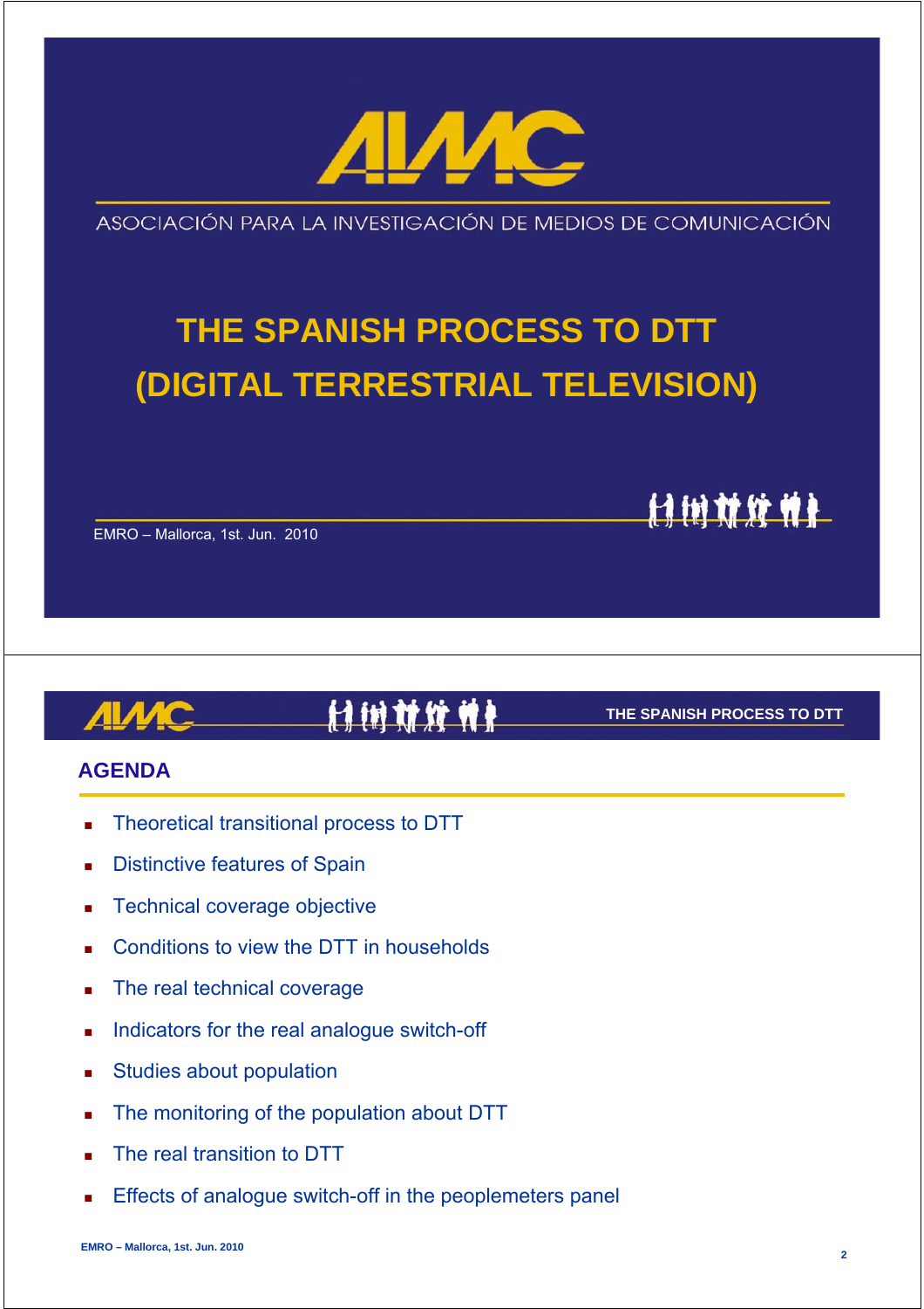# AIMC

ASOCIACIÓN PARA LA INVESTIGACIÓN DE MEDIOS DE COMUNICACIÓN

# THE SPANISH PROCESS TO DTT (DIGITAL TERRESTRIAL TELEVISION)

EMRO – Mallorca, 1st. Jun. 2010

## AGENDA

- Theoretical transitional process to DTT
- Distinctive features of Spain
- Technical coverage objective
- Conditions to view the DTT in households
- The real technical coverage
- Indicators for the real analogue switch-off
- Studies about population
- The monitoring of the population about DTT
- The real transition to DTT
- Effects of analogue switch-off in the peoplemeters panel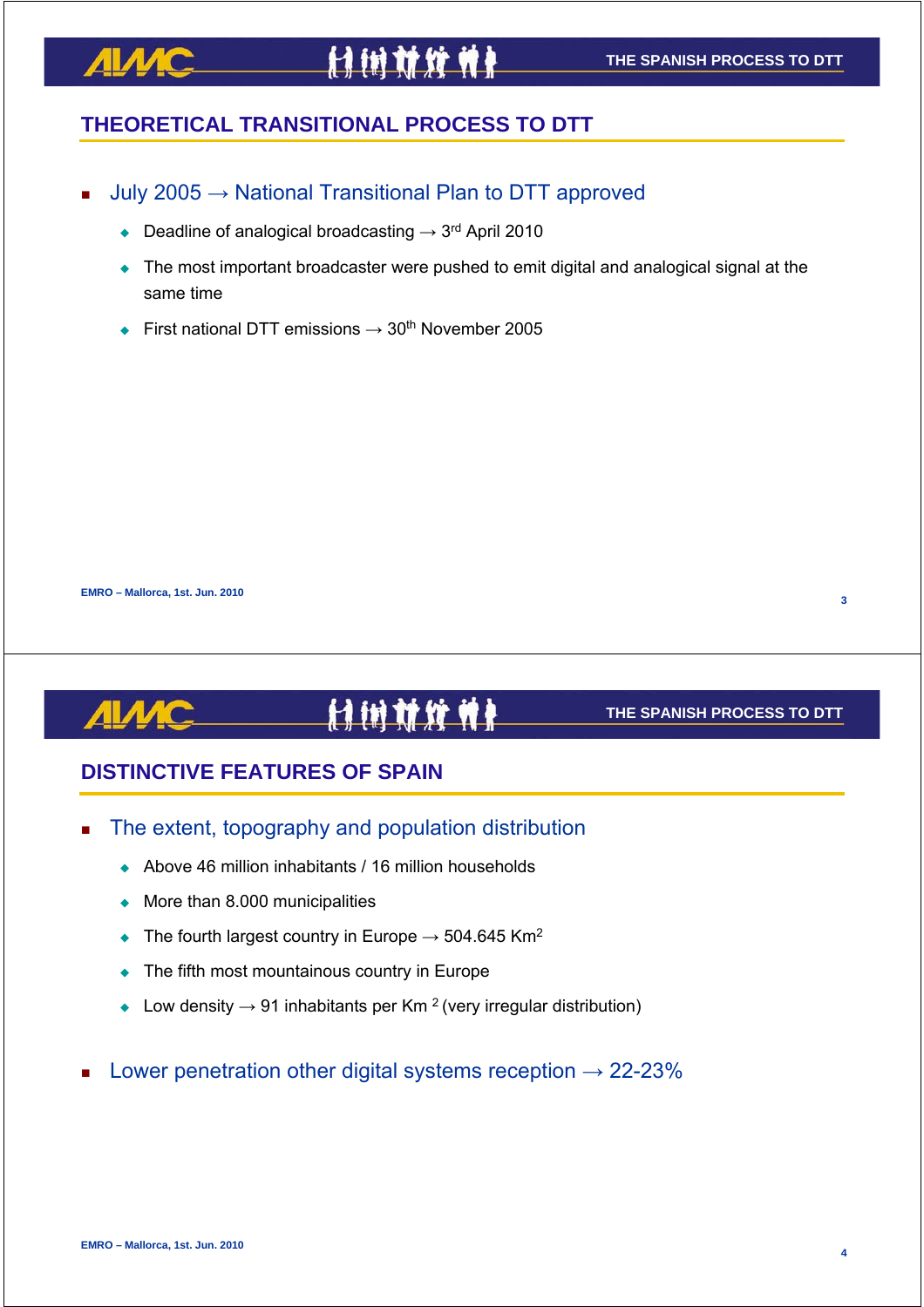## THEORETICAL TRANSITIONAL PROCESS TO DTT

- July 2005 → National Transitional Plan to DTT approved
  - Deadline of analogical broadcasting → 3rd April 2010
  - The most important broadcaster were pushed to emit digital and analogical signal at the same time
  - First national DTT emissions → 30th November 2005

EMRO – Mallorca, 1st. Jun. 2010

## DISTINCTIVE FEATURES OF SPAIN

- The extent, topography and population distribution
  - Above 46 million inhabitants / 16 million households
  - More than 8.000 municipalities
  - The fourth largest country in Europe → 504.645 $Km^2$
  - The fifth most mountainous country in Europe
  - Low density → 91 inhabitants per $Km^2$ (very irregular distribution)
- Lower penetration other digital systems reception → 22-23%

EMRO – Mallorca, 1st. Jun. 2010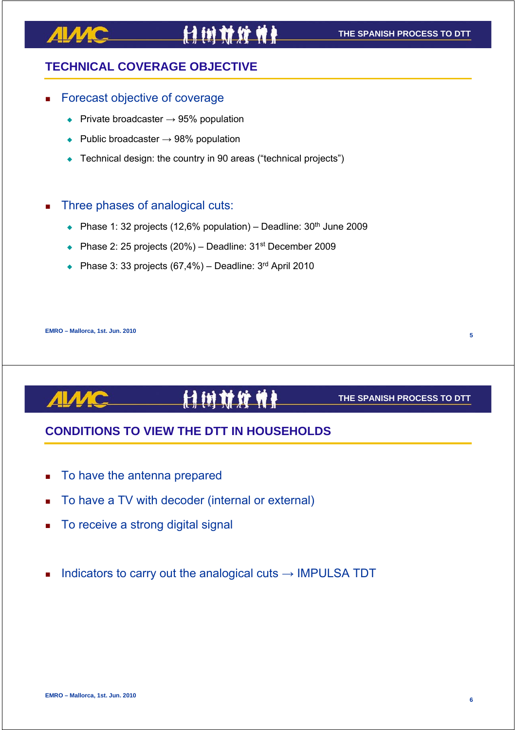## TECHNICAL COVERAGE OBJECTIVE

- Forecast objective of coverage
  - Private broadcaster → 95% population
  - Public broadcaster → 98% population
  - Technical design: the country in 90 areas ("technical projects")

- Three phases of analogical cuts:
  - Phase 1: 32 projects (12,6% population) – Deadline: 30th June 2009
  - Phase 2: 25 projects (20%) – Deadline: 31st December 2009
  - Phase 3: 33 projects (67,4%) – Deadline: 3rd April 2010

## CONDITIONS TO VIEW THE DTT IN HOUSEHOLDS

- To have the antenna prepared
- To have a TV with decoder (internal or external)
- To receive a strong digital signal

- Indicators to carry out the analogical cuts → IMPULSA TDT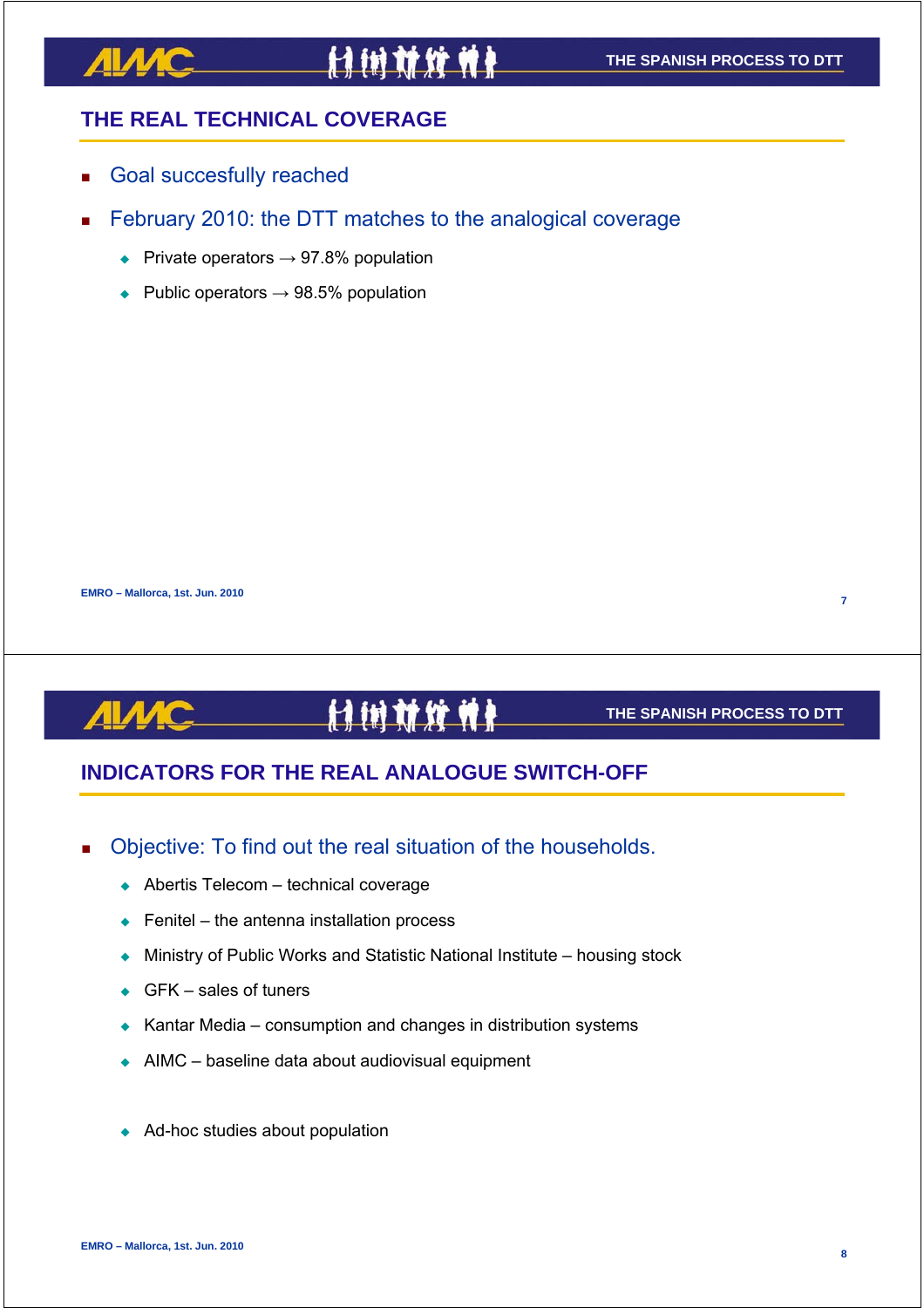## THE REAL TECHNICAL COVERAGE

- Goal succesfully reached
- February 2010: the DTT matches to the analogical coverage
  - Private operators → 97.8% population
  - Public operators → 98.5% population

## INDICATORS FOR THE REAL ANALOGUE SWITCH-OFF

- Objective: To find out the real situation of the households.
  - Abertis Telecom – technical coverage
  - Fenitel – the antenna installation process
  - Ministry of Public Works and Statistic National Institute – housing stock
  - GFK – sales of tuners
  - Kantar Media – consumption and changes in distribution systems
  - AIMC – baseline data about audiovisual equipment
  - Ad-hoc studies about population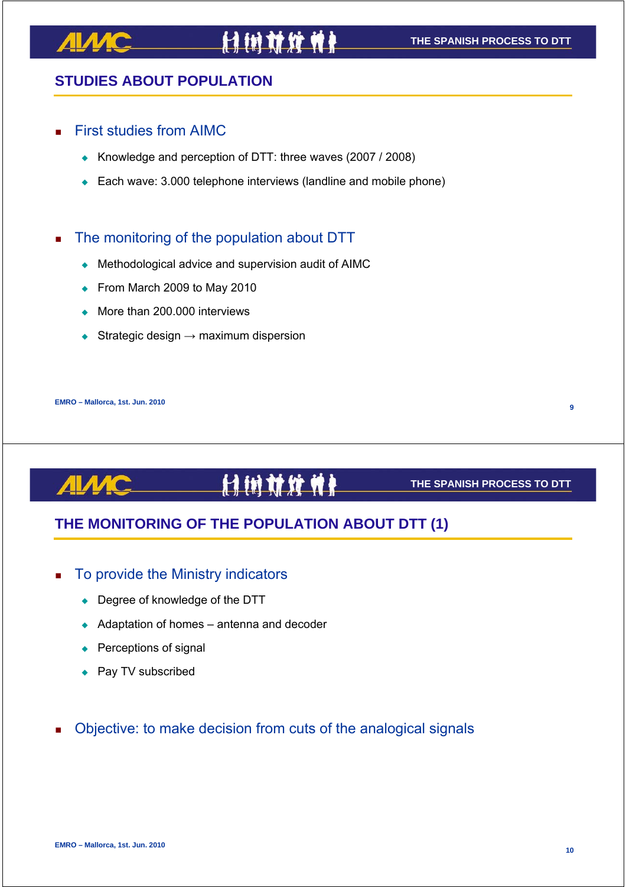## STUDIES ABOUT POPULATION

- First studies from AIMC
  - Knowledge and perception of DTT: three waves (2007 / 2008)
  - Each wave: 3.000 telephone interviews (landline and mobile phone)

- The monitoring of the population about DTT
  - Methodological advice and supervision audit of AIMC
  - From March 2009 to May 2010
  - More than 200.000 interviews
  - Strategic design → maximum dispersion

EMRO – Mallorca, 1st. Jun. 2010

## THE MONITORING OF THE POPULATION ABOUT DTT (1)

- To provide the Ministry indicators
  - Degree of knowledge of the DTT
  - Adaptation of homes – antenna and decoder
  - Perceptions of signal
  - Pay TV subscribed

- Objective: to make decision from cuts of the analogical signals

EMRO – Mallorca, 1st. Jun. 2010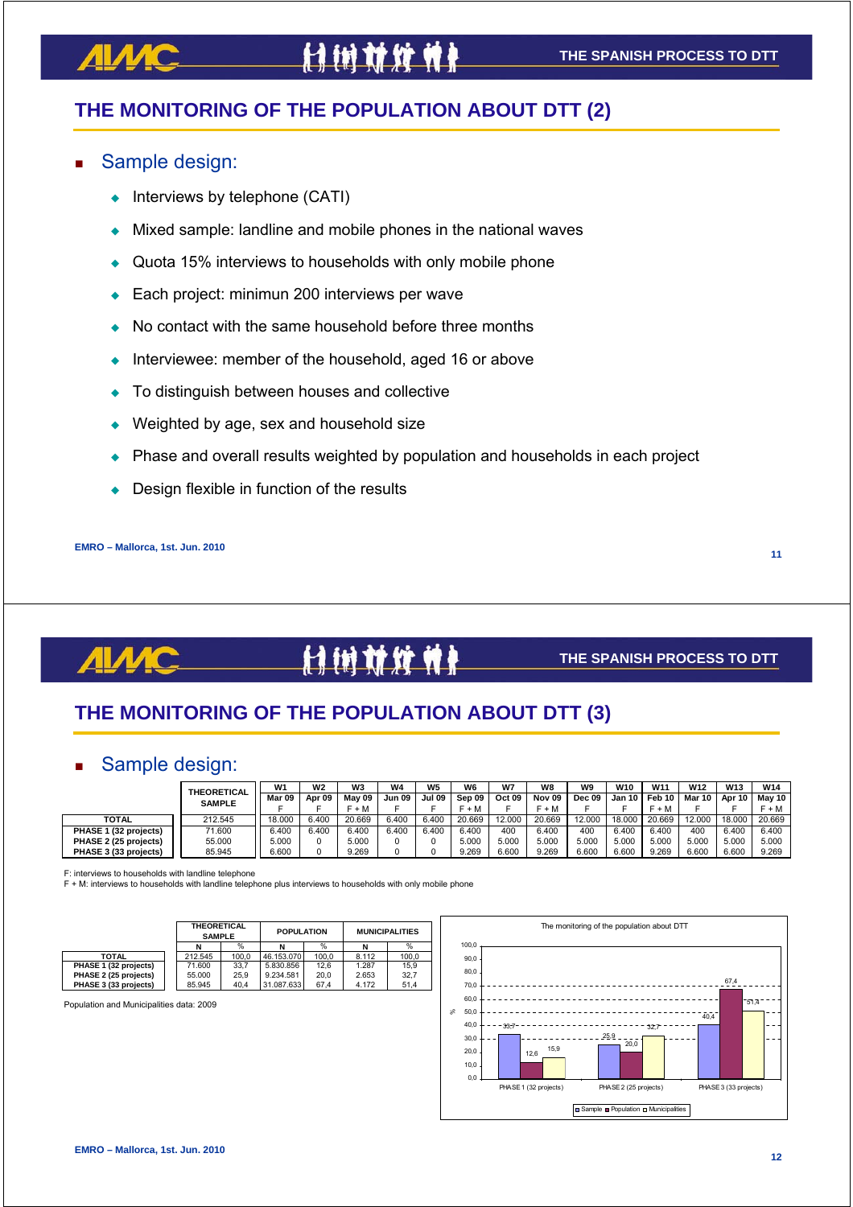## THE MONITORING OF THE POPULATION ABOUT DTT (2)

- Sample design:
  - Interviews by telephone (CATI)
  - Mixed sample: landline and mobile phones in the national waves
  - Quota 15% interviews to households with only mobile phone
  - Each project: minimun 200 interviews per wave
  - No contact with the same household before three months
  - Interviewee: member of the household, aged 16 or above
  - To distinguish between houses and collective
  - Weighted by age, sex and household size
  - Phase and overall results weighted by population and households in each project
  - Design flexible in function of the results

EMRO – Mallorca, 1st. Jun. 2010

## THE MONITORING OF THE POPULATION ABOUT DTT (3)

- Sample design:

| | THEORETICAL SAMPLE | W1 Mar 09 F | W2 Apr 09 F | W3 May 09 F + M | W4 Jun 09 F | W5 Jul 09 F | W6 Sep 09 F + M | W7 Oct 09 F | W8 Nov 09 F + M | W9 Dec 09 F | W10 Jan 10 F | W11 Feb 10 F + M | W12 Mar 10 F | W13 Apr 10 F | W14 May 10 F + M |
|---|---|---|---|---|---|---|---|---|---|---|---|---|---|---|---|
| TOTAL | 212.545 | 18.000 | 6.400 | 20.669 | 6.400 | 6.400 | 20.669 | 12.000 | 20.669 | 12.000 | 18.000 | 20.669 | 12.000 | 18.000 | 20.669 |
| PHASE 1 (32 projects) | 71.600 | 6.400 | 6.400 | 6.400 | 6.400 | 6.400 | 6.400 | 400 | 6.400 | 400 | 6.400 | 6.400 | 400 | 6.400 | 6.400 |
| PHASE 2 (25 projects) | 55.000 | 5.000 | 0 | 5.000 | 0 | 0 | 5.000 | 5.000 | 5.000 | 5.000 | 5.000 | 5.000 | 5.000 | 5.000 | 5.000 |
| PHASE 3 (33 projects) | 85.945 | 6.600 | 0 | 9.269 | 0 | 0 | 9.269 | 6.600 | 9.269 | 6.600 | 6.600 | 9.269 | 6.600 | 6.600 | 9.269 |

F: interviews to households with landline telephone
F + M: interviews to households with landline telephone plus interviews to households with only mobile phone

| | THEORETICAL SAMPLE | | POPULATION | | MUNICIPALITIES | |
|---|---|---|---|---|---|---|
| | N | % | N | % | N | % |
| TOTAL | 212.545 | 100,0 | 46.153.070 | 100,0 | 8.112 | 100,0 |
| PHASE 1 (32 projects) | 71.600 | 33,7 | 5.830.856 | 12,6 | 1.287 | 15,9 |
| PHASE 2 (25 projects) | 55.000 | 25,9 | 9.234.581 | 20,0 | 2.653 | 32,7 |
| PHASE 3 (33 projects) | 85.945 | 40,4 | 31.087.633 | 67,4 | 4.172 | 51,4 |

Population and Municipalities data: 2009

The monitoring of the population about DTT

| % | Sample | Population | Municipalities |
|---|---|---|---|
| PHASE 1 (32 projects) | 33,7 | 12,6 | 15,9 |
| PHASE 2 (25 projects) | 25,9 | 20,0 | 32,7 |
| PHASE 3 (33 projects) | 40,4 | 67,4 | 51,4 |

EMRO – Mallorca, 1st. Jun. 2010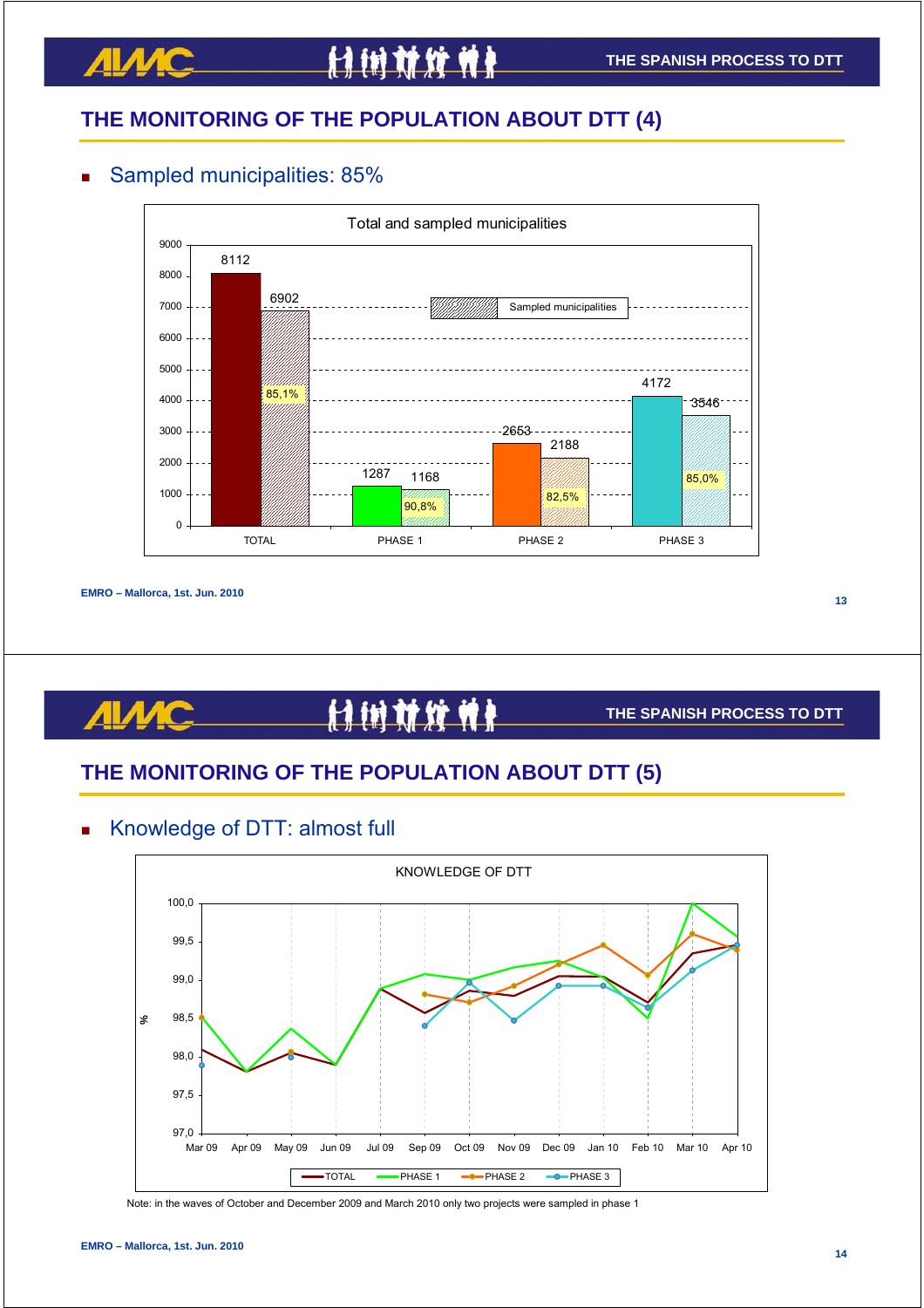## THE MONITORING OF THE POPULATION ABOUT DTT (4)

- Sampled municipalities: 85%

**Total and sampled municipalities**

| | Total municipalities | Sampled municipalities | % |
|---|---|---|---|
| TOTAL | 8112 | 6902 | 85,1% |
| PHASE 1 | 1287 | 1168 | 90,8% |
| PHASE 2 | 2653 | 2188 | 82,5% |
| PHASE 3 | 4172 | 3546 | 85,0% |

EMRO – Mallorca, 1st. Jun. 2010

## THE MONITORING OF THE POPULATION ABOUT DTT (5)

- Knowledge of DTT: almost full

**KNOWLEDGE OF DTT**

(Line chart, % from 97,0 to 100,0, Mar 09 – Apr 10; series: TOTAL, PHASE 1, PHASE 2, PHASE 3)

Note: in the waves of October and December 2009 and March 2010 only two projects were sampled in phase 1

EMRO – Mallorca, 1st. Jun. 2010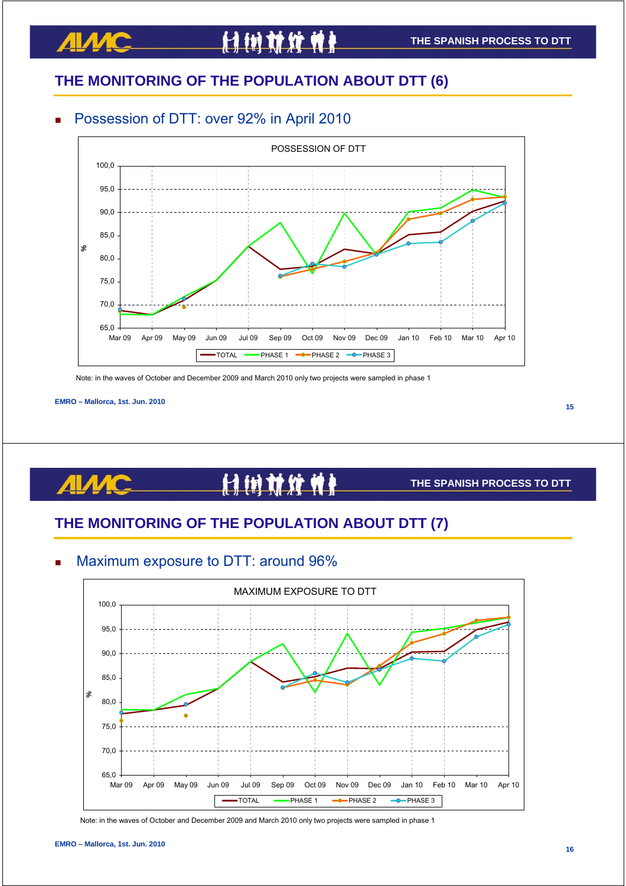## THE MONITORING OF THE POPULATION ABOUT DTT (6)

- Possession of DTT: over 92% in April 2010

POSSESSION OF DTT

Note: in the waves of October and December 2009 and March 2010 only two projects were sampled in phase 1

EMRO – Mallorca, 1st. Jun. 2010

## THE MONITORING OF THE POPULATION ABOUT DTT (7)

- Maximum exposure to DTT: around 96%

MAXIMUM EXPOSURE TO DTT

Note: in the waves of October and December 2009 and March 2010 only two projects were sampled in phase 1

EMRO – Mallorca, 1st. Jun. 2010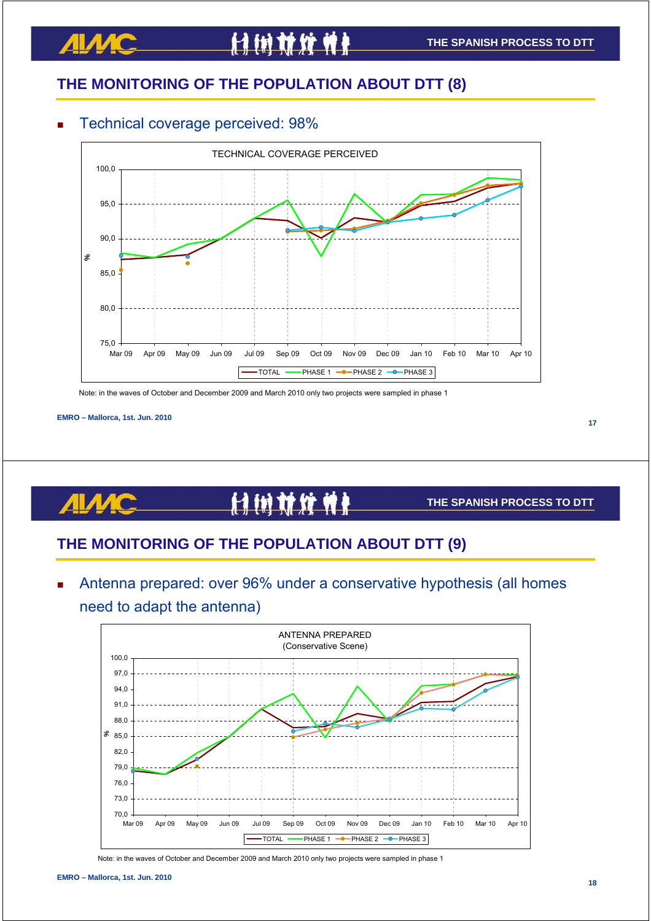## THE MONITORING OF THE POPULATION ABOUT DTT (8)

- Technical coverage perceived: 98%

TECHNICAL COVERAGE PERCEIVED

Note: in the waves of October and December 2009 and March 2010 only two projects were sampled in phase 1

EMRO – Mallorca, 1st. Jun. 2010

## THE MONITORING OF THE POPULATION ABOUT DTT (9)

- Antenna prepared: over 96% under a conservative hypothesis (all homes need to adapt the antenna)

ANTENNA PREPARED
(Conservative Scene)

Note: in the waves of October and December 2009 and March 2010 only two projects were sampled in phase 1

EMRO – Mallorca, 1st. Jun. 2010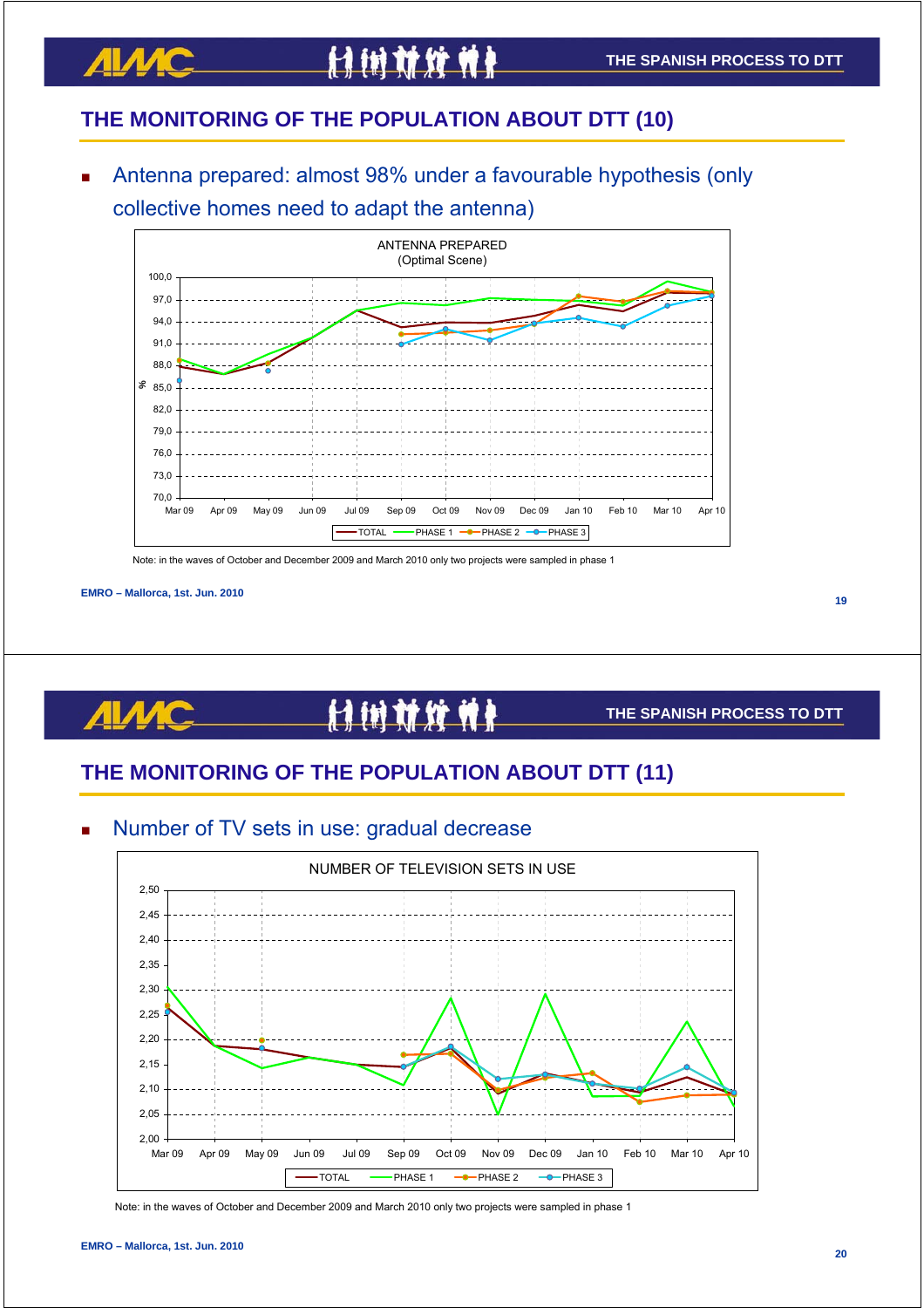## THE MONITORING OF THE POPULATION ABOUT DTT (10)

- Antenna prepared: almost 98% under a favourable hypothesis (only collective homes need to adapt the antenna)

ANTENNA PREPARED
(Optimal Scene)

Note: in the waves of October and December 2009 and March 2010 only two projects were sampled in phase 1

EMRO – Mallorca, 1st. Jun. 2010

## THE MONITORING OF THE POPULATION ABOUT DTT (11)

- Number of TV sets in use: gradual decrease

NUMBER OF TELEVISION SETS IN USE

Note: in the waves of October and December 2009 and March 2010 only two projects were sampled in phase 1

EMRO – Mallorca, 1st. Jun. 2010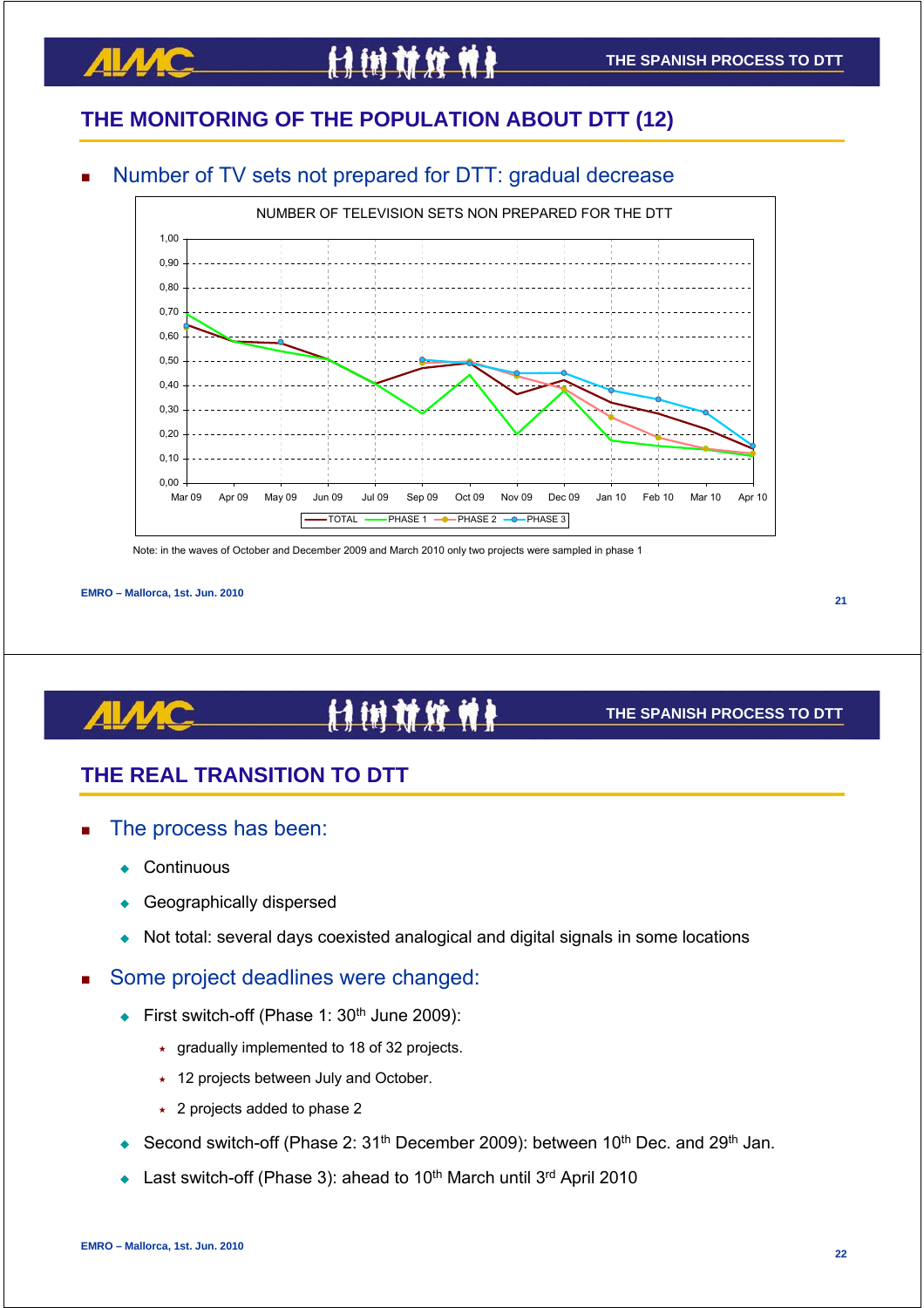## THE MONITORING OF THE POPULATION ABOUT DTT (12)

- Number of TV sets not prepared for DTT: gradual decrease

NUMBER OF TELEVISION SETS NON PREPARED FOR THE DTT

Note: in the waves of October and December 2009 and March 2010 only two projects were sampled in phase 1

EMRO – Mallorca, 1st. Jun. 2010

## THE REAL TRANSITION TO DTT

- The process has been:
  - Continuous
  - Geographically dispersed
  - Not total: several days coexisted analogical and digital signals in some locations
- Some project deadlines were changed:
  - First switch-off (Phase 1: 30th June 2009):
    - gradually implemented to 18 of 32 projects.
    - 12 projects between July and October.
    - 2 projects added to phase 2
  - Second switch-off (Phase 2: 31th December 2009): between 10th Dec. and 29th Jan.
  - Last switch-off (Phase 3): ahead to 10th March until 3rd April 2010

EMRO – Mallorca, 1st. Jun. 2010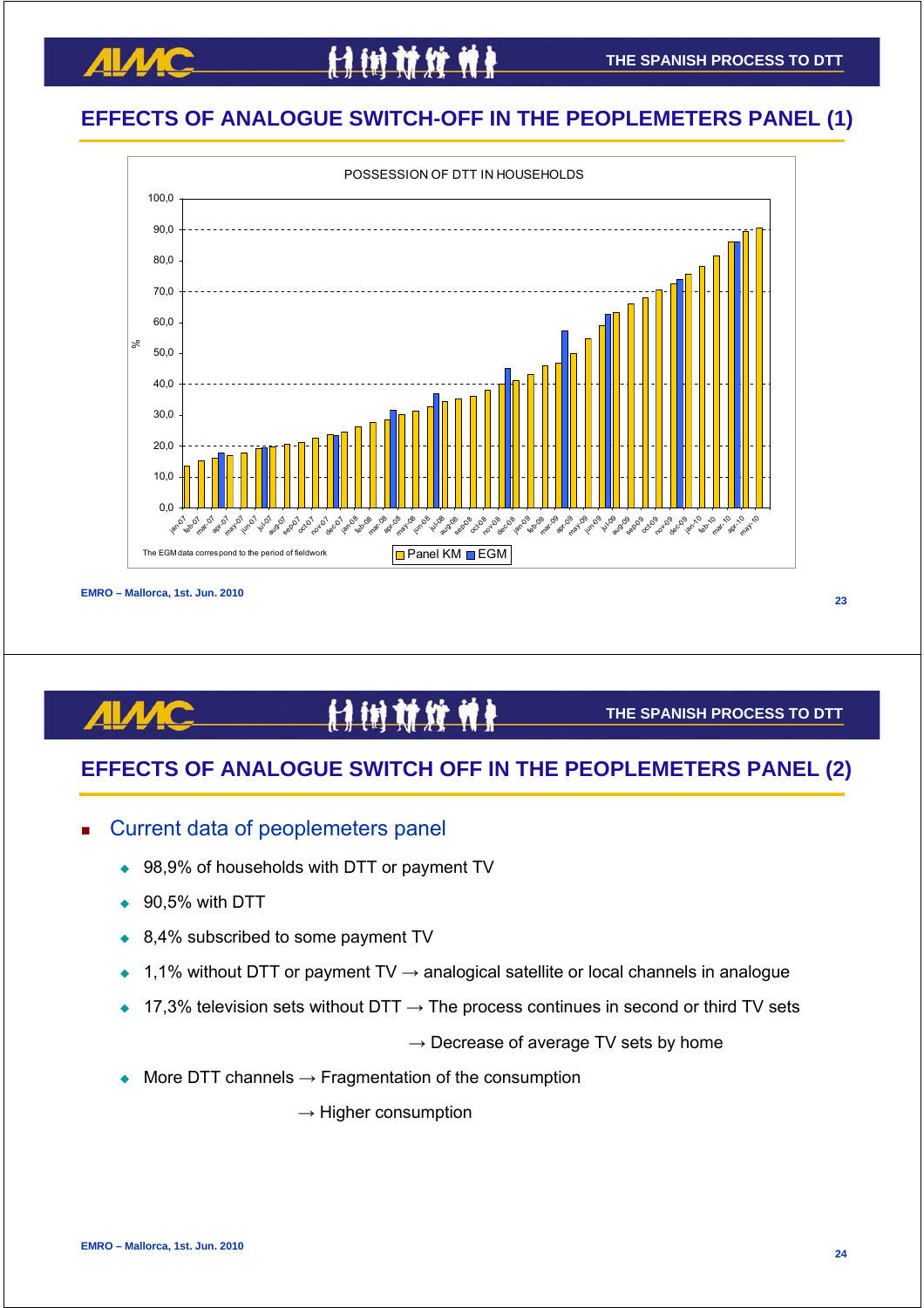## EFFECTS OF ANALOGUE SWITCH-OFF IN THE PEOPLEMETERS PANEL (1)

POSSESSION OF DTT IN HOUSEHOLDS

100,0
90,0
80,0
70,0
60,0
50,0
40,0
30,0
20,0
10,0
0,0

%

jan-07 feb-07 mar-07 apr-07 may-07 jun-07 jul-07 aug-07 sep-07 oct-07 nov-07 dec-07 jan-08 feb-08 mar-08 apr-08 may-08 jun-08 jul-08 aug-08 sep-08 oct-08 nov-08 dec-08 jan-09 feb-09 mar-09 apr-09 may-09 jun-09 jul-09 aug-09 sep-09 oct-09 nov-09 dec-09 jan-10 feb-10 mar-10 apr-10 may-10

Panel KM   EGM

The EGM data correspond to the period of fieldwork

EMRO – Mallorca, 1st. Jun. 2010

## EFFECTS OF ANALOGUE SWITCH OFF IN THE PEOPLEMETERS PANEL (2)

- Current data of peoplemeters panel
  - 98,9% of households with DTT or payment TV
  - 90,5% with DTT
  - 8,4% subscribed to some payment TV
  - 1,1% without DTT or payment TV → analogical satellite or local channels in analogue
  - 17,3% television sets without DTT → The process continues in second or third TV sets

    → Decrease of average TV sets by home
  - More DTT channels → Fragmentation of the consumption

    → Higher consumption

EMRO – Mallorca, 1st. Jun. 2010